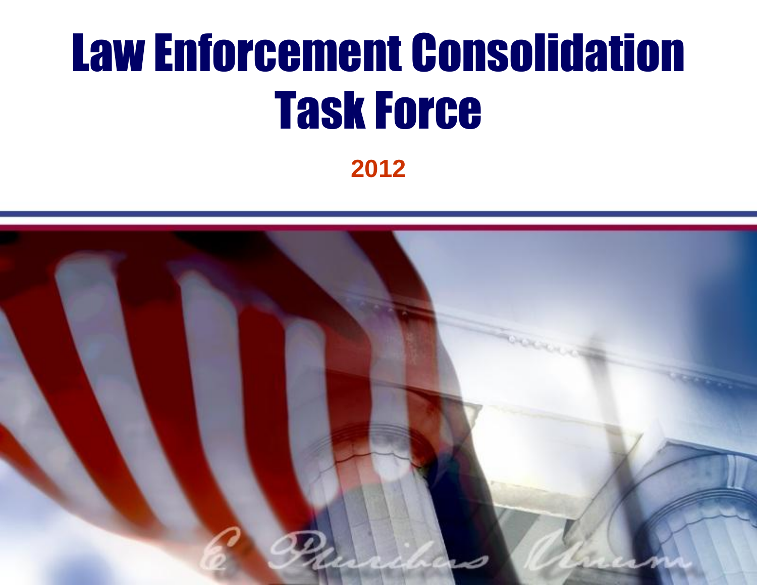# Law Enforcement Consolidation Task Force

**2012**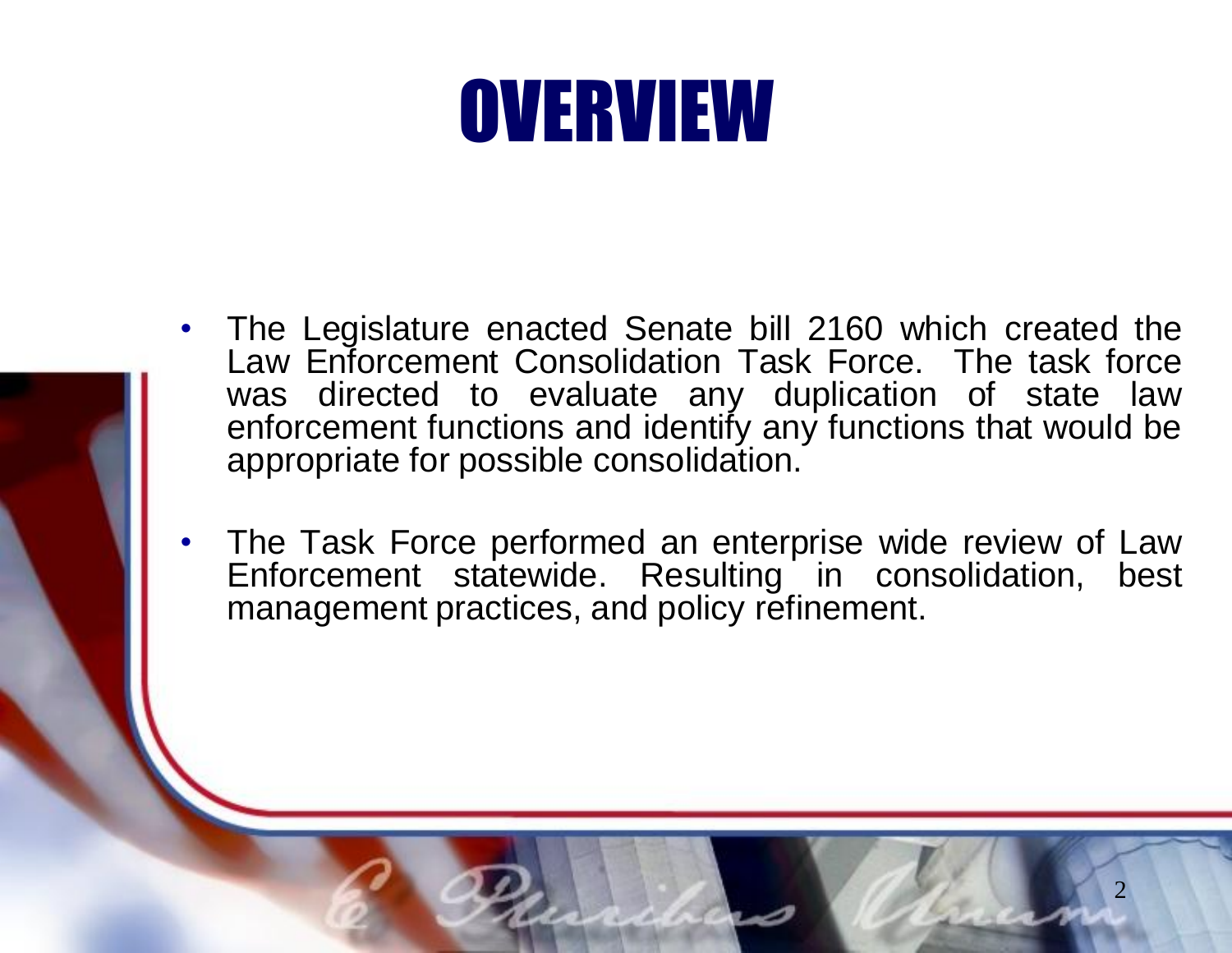# OVERVIEW

- The Legislature enacted Senate bill 2160 which created the Law Enforcement Consolidation Task Force. The task force was directed to evaluate any duplication of state law enforcement functions and identify any functions that would be appropriate for possible consolidation.
- The Task Force performed an enterprise wide review of Law Enforcement statewide. Resulting in consolidation, best management practices, and policy refinement.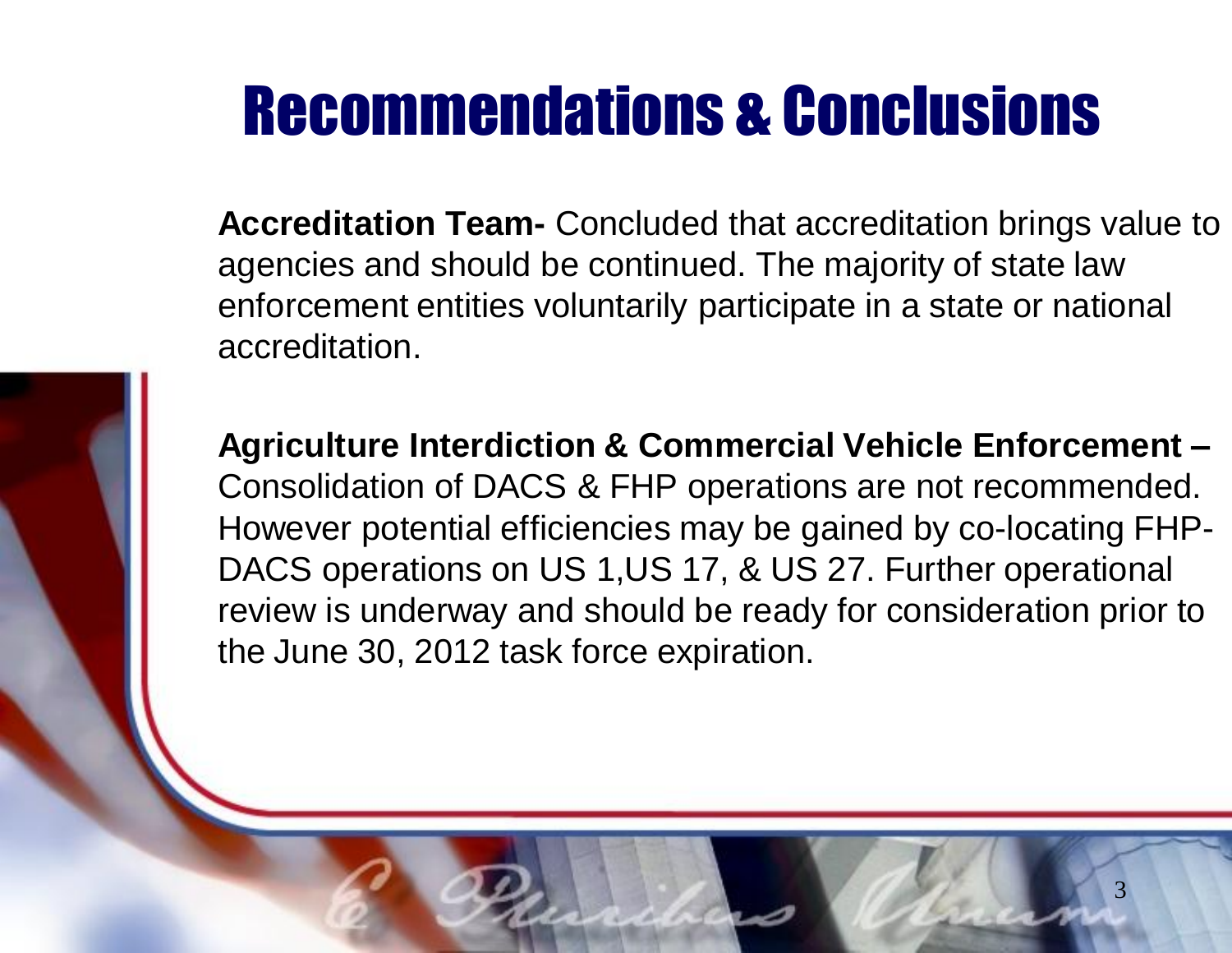# Recommendations & Conclusions

**Accreditation Team-** Concluded that accreditation brings value to agencies and should be continued. The majority of state law enforcement entities voluntarily participate in a state or national accreditation.

**Agriculture Interdiction & Commercial Vehicle Enforcement –** Consolidation of DACS & FHP operations are not recommended. However potential efficiencies may be gained by co-locating FHP-DACS operations on US 1,US 17, & US 27. Further operational review is underway and should be ready for consideration prior to the June 30, 2012 task force expiration.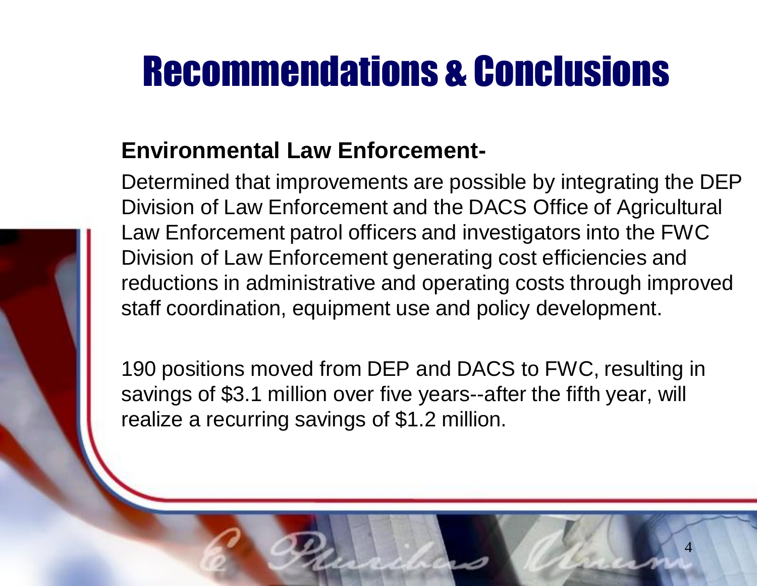# Recommendations & Conclusions

**Environmental Law Enforcement-**

Determined that improvements are possible by integrating the DEP Division of Law Enforcement and the DACS Office of Agricultural Law Enforcement patrol officers and investigators into the FWC Division of Law Enforcement generating cost efficiencies and reductions in administrative and operating costs through improved staff coordination, equipment use and policy development.

190 positions moved from DEP and DACS to FWC, resulting in savings of $3.1 million over five years--after the fifth year, will realize a recurring savings of $1.2 million.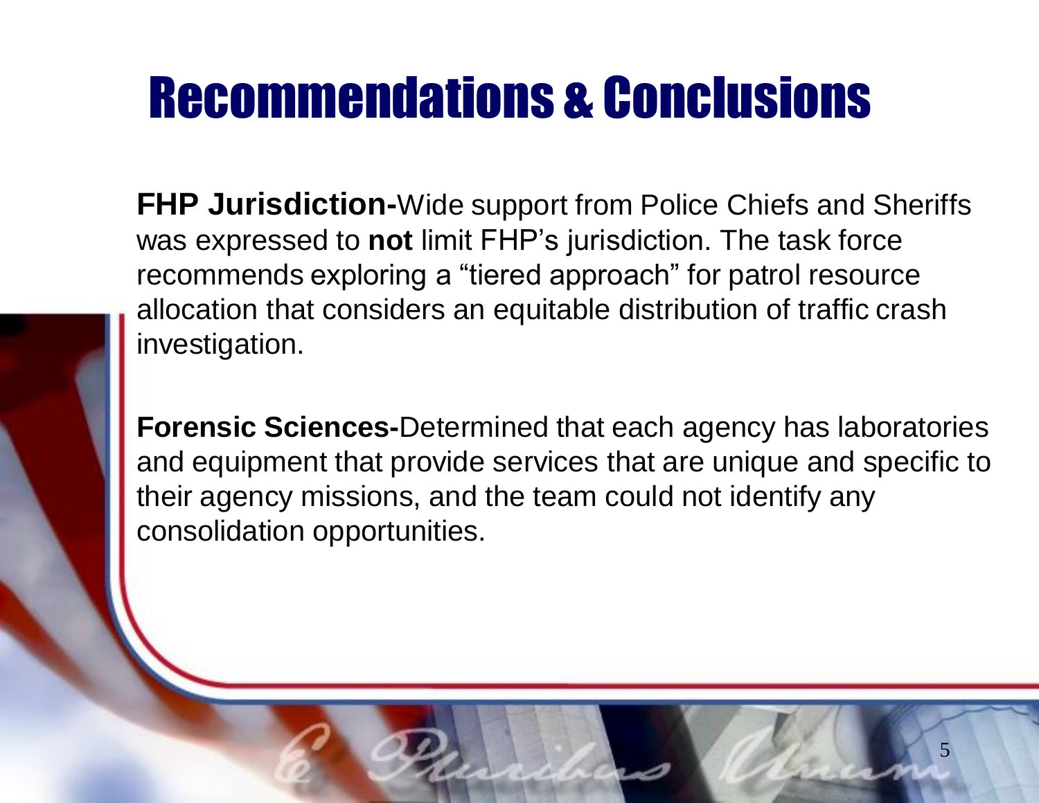# Recommendations & Conclusions

**FHP Jurisdiction-**Wide support from Police Chiefs and Sheriffs was expressed to **not** limit FHP's jurisdiction. The task force recommends exploring a "tiered approach" for patrol resource allocation that considers an equitable distribution of traffic crash investigation.

**Forensic Sciences-**Determined that each agency has laboratories and equipment that provide services that are unique and specific to their agency missions, and the team could not identify any consolidation opportunities.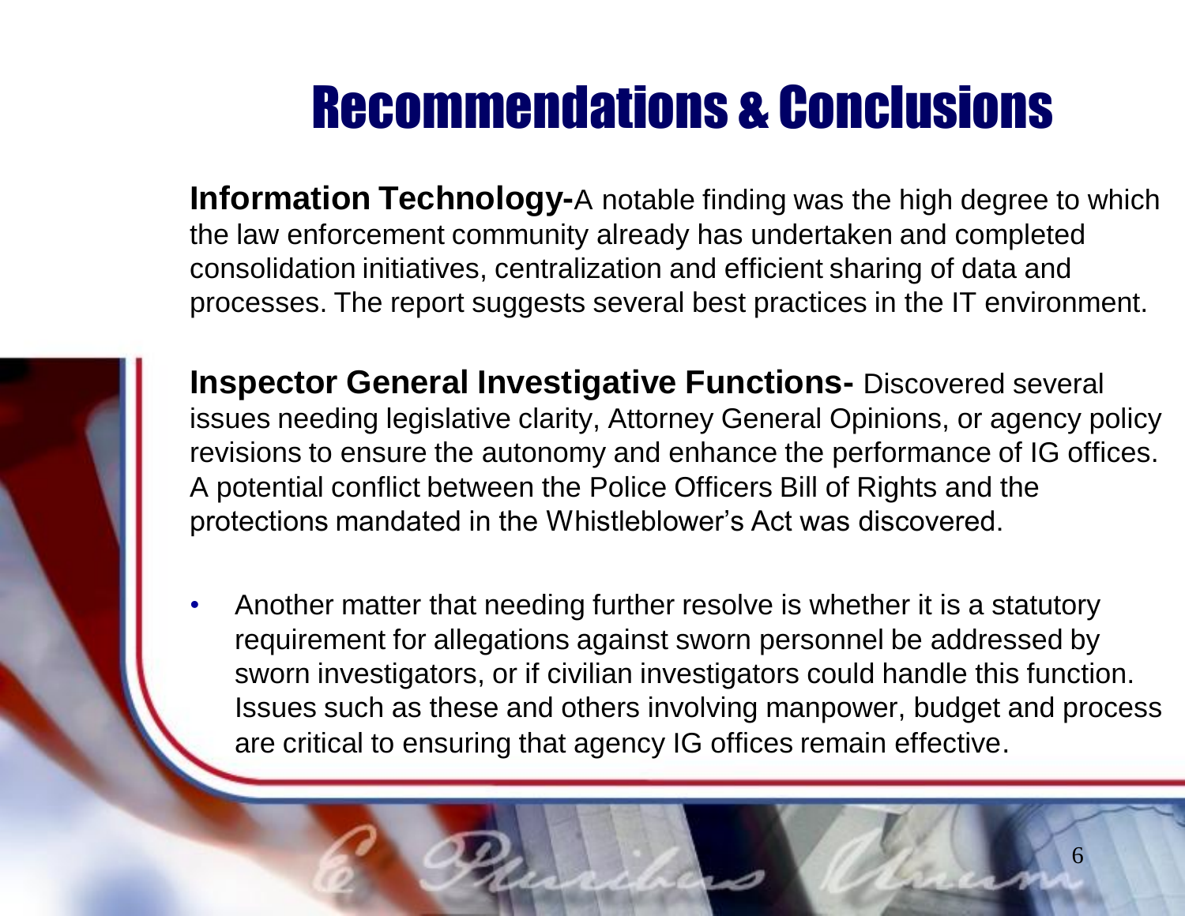# Recommendations & Conclusions

**Information Technology-**A notable finding was the high degree to which the law enforcement community already has undertaken and completed consolidation initiatives, centralization and efficient sharing of data and processes. The report suggests several best practices in the IT environment.

**Inspector General Investigative Functions-** Discovered several issues needing legislative clarity, Attorney General Opinions, or agency policy revisions to ensure the autonomy and enhance the performance of IG offices. A potential conflict between the Police Officers Bill of Rights and the protections mandated in the Whistleblower's Act was discovered.

- Another matter that needing further resolve is whether it is a statutory requirement for allegations against sworn personnel be addressed by sworn investigators, or if civilian investigators could handle this function. Issues such as these and others involving manpower, budget and process are critical to ensuring that agency IG offices remain effective.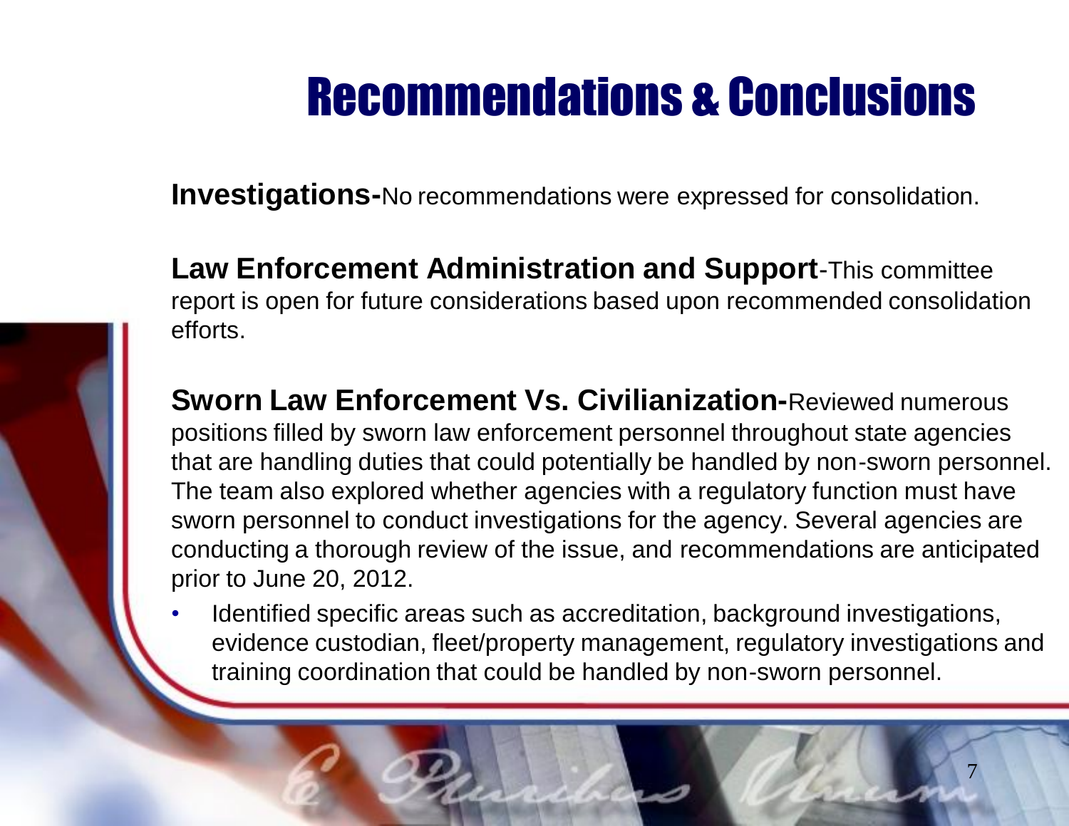# Recommendations & Conclusions

**Investigations-**No recommendations were expressed for consolidation.

**Law Enforcement Administration and Support**-This committee report is open for future considerations based upon recommended consolidation efforts.

**Sworn Law Enforcement Vs. Civilianization-**Reviewed numerous positions filled by sworn law enforcement personnel throughout state agencies that are handling duties that could potentially be handled by non-sworn personnel. The team also explored whether agencies with a regulatory function must have sworn personnel to conduct investigations for the agency. Several agencies are conducting a thorough review of the issue, and recommendations are anticipated prior to June 20, 2012.

- Identified specific areas such as accreditation, background investigations, evidence custodian, fleet/property management, regulatory investigations and training coordination that could be handled by non-sworn personnel.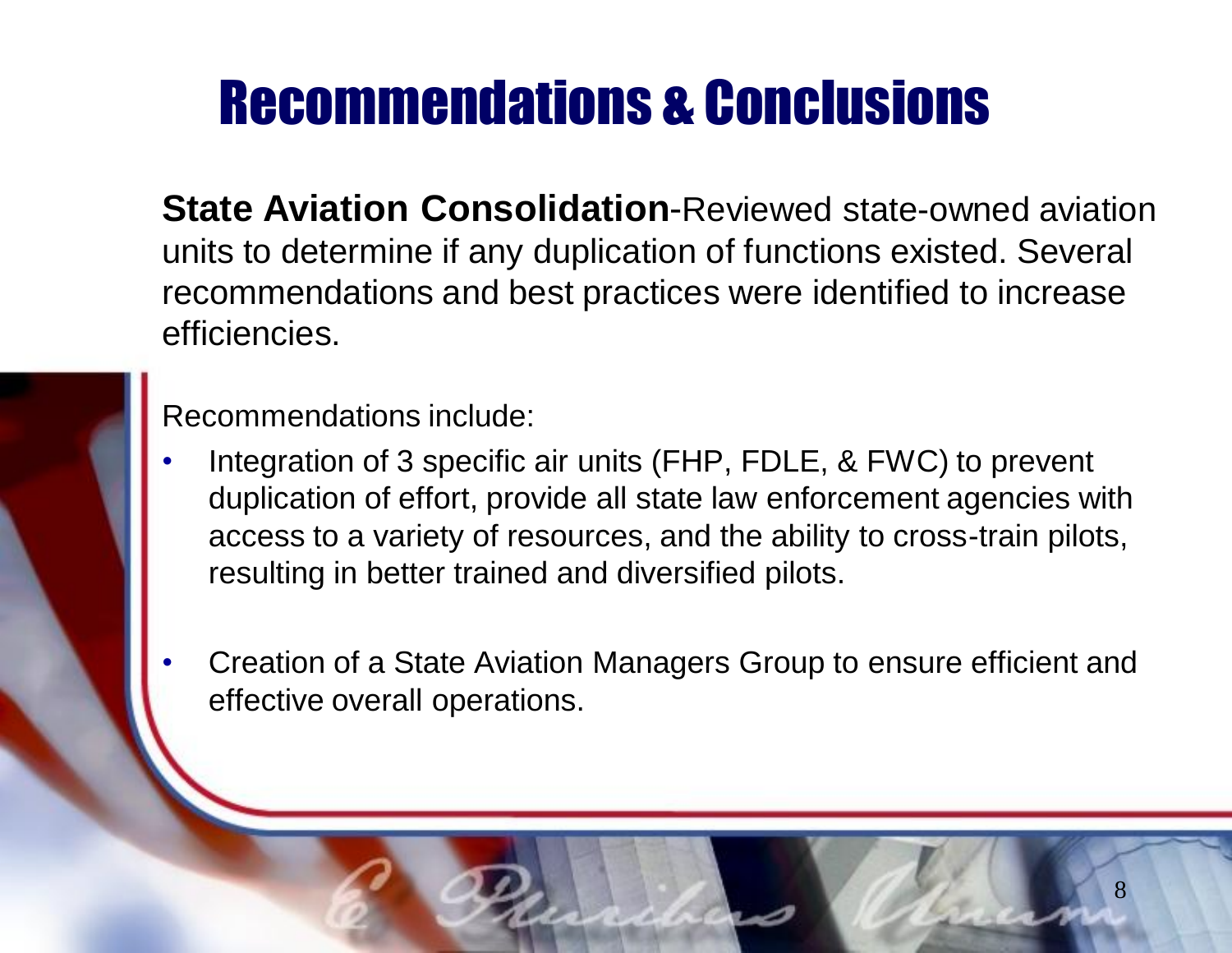# Recommendations & Conclusions

**State Aviation Consolidation**-Reviewed state-owned aviation units to determine if any duplication of functions existed. Several recommendations and best practices were identified to increase efficiencies.

Recommendations include:

- Integration of 3 specific air units (FHP, FDLE, & FWC) to prevent duplication of effort, provide all state law enforcement agencies with access to a variety of resources, and the ability to cross-train pilots, resulting in better trained and diversified pilots.
- Creation of a State Aviation Managers Group to ensure efficient and effective overall operations.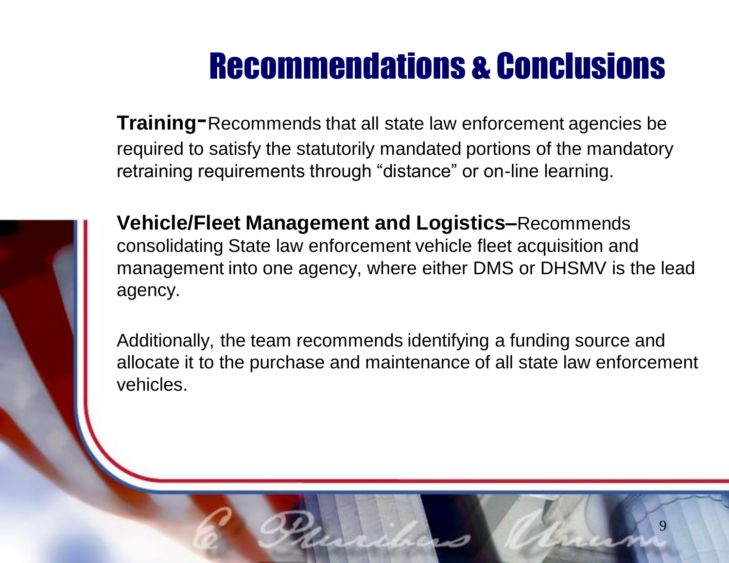# Recommendations & Conclusions

**Training-**Recommends that all state law enforcement agencies be required to satisfy the statutorily mandated portions of the mandatory retraining requirements through "distance" or on-line learning.

**Vehicle/Fleet Management and Logistics–**Recommends consolidating State law enforcement vehicle fleet acquisition and management into one agency, where either DMS or DHSMV is the lead agency.

Additionally, the team recommends identifying a funding source and allocate it to the purchase and maintenance of all state law enforcement vehicles.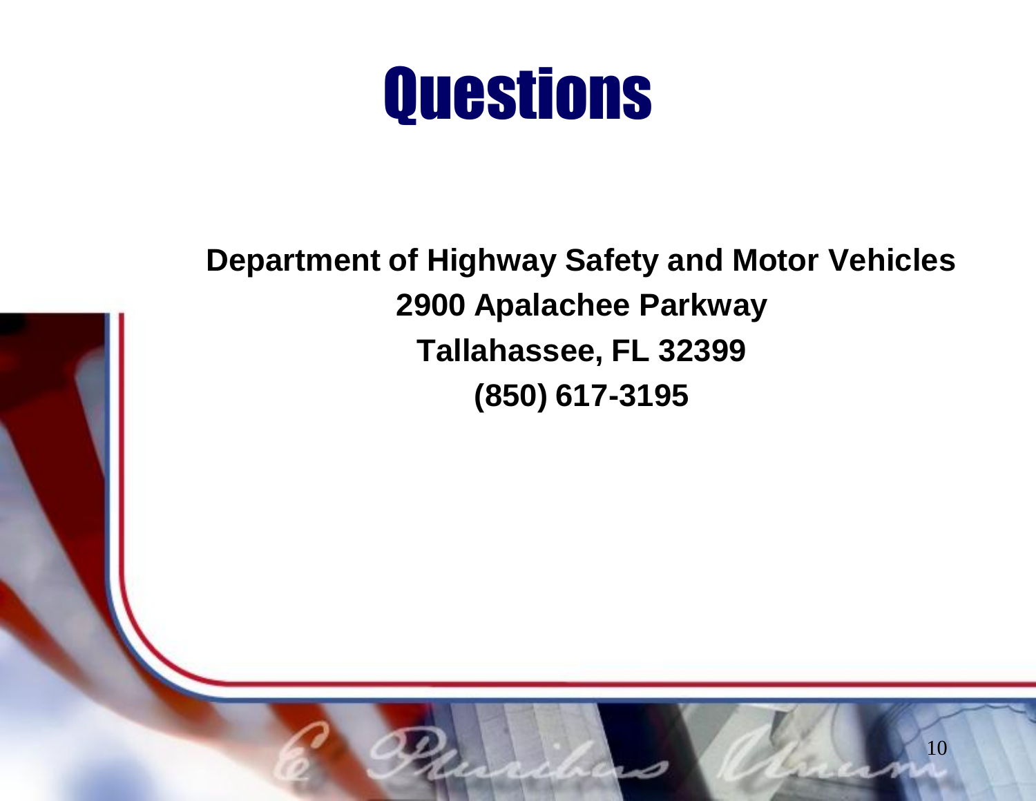# Questions

**Department of Highway Safety and Motor Vehicles**

**2900 Apalachee Parkway**

**Tallahassee, FL 32399**

**(850) 617-3195**